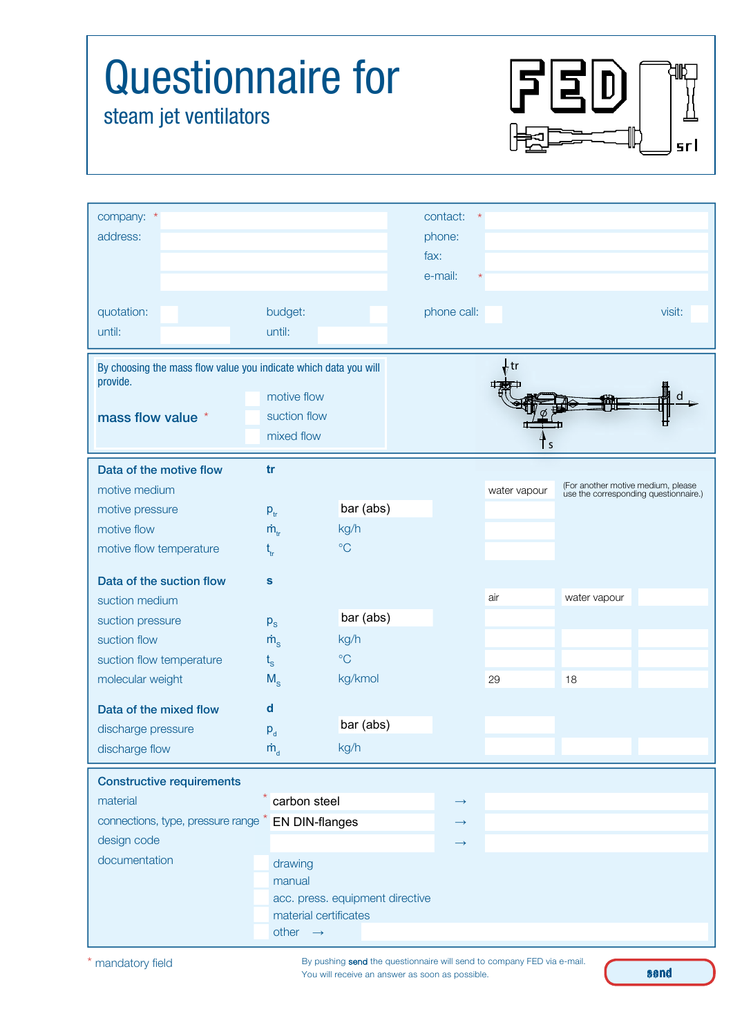# Questionnaire for

## steam jet ventilators

FED srl

| | | | |
|---|---|---|---|
| company: * | | contact: * | |
| address: | | phone: | |
| | | fax: | |
| | | e-mail: * | |
| quotation: | budget: | phone call: | visit: |
| until: | until: | | |

By choosing the mass flow value you indicate which data you will provide.

**mass flow value** *

- motive flow
- suction flow
- mixed flow

tr, s, d

| | | | | | |
|---|---|---|---|---|---|
| **Data of the motive flow** | **tr** | | | | |
| motive medium | | | water vapour | (For another motive medium, please use the corresponding questionnaire.) | |
| motive pressure | $p_{tr}$ | bar (abs) | | | |
| motive flow | $\dot{m}_{tr}$ | kg/h | | | |
| motive flow temperature | $t_{tr}$ | °C | | | |
| **Data of the suction flow** | **s** | | | | |
| suction medium | | | air | water vapour | |
| suction pressure | $p_s$ | bar (abs) | | | |
| suction flow | $\dot{m}_s$ | kg/h | | | |
| suction flow temperature | $t_s$ | °C | | | |
| molecular weight | $M_s$ | kg/kmol | 29 | 18 | |
| **Data of the mixed flow** | **d** | | | | |
| discharge pressure | $p_d$ | bar (abs) | | | |
| discharge flow | $\dot{m}_d$ | kg/h | | | |

**Constructive requirements**

| | | | |
|---|---|---|---|
| material * | carbon steel | → | |
| connections, type, pressure range * | EN DIN-flanges | → | |
| design code | | → | |

documentation

- drawing
- manual
- acc. press. equipment directive
- material certificates
- other →

* mandatory field

By pushing **send** the questionnaire will send to company FED via e-mail.
You will receive an answer as soon as possible.

send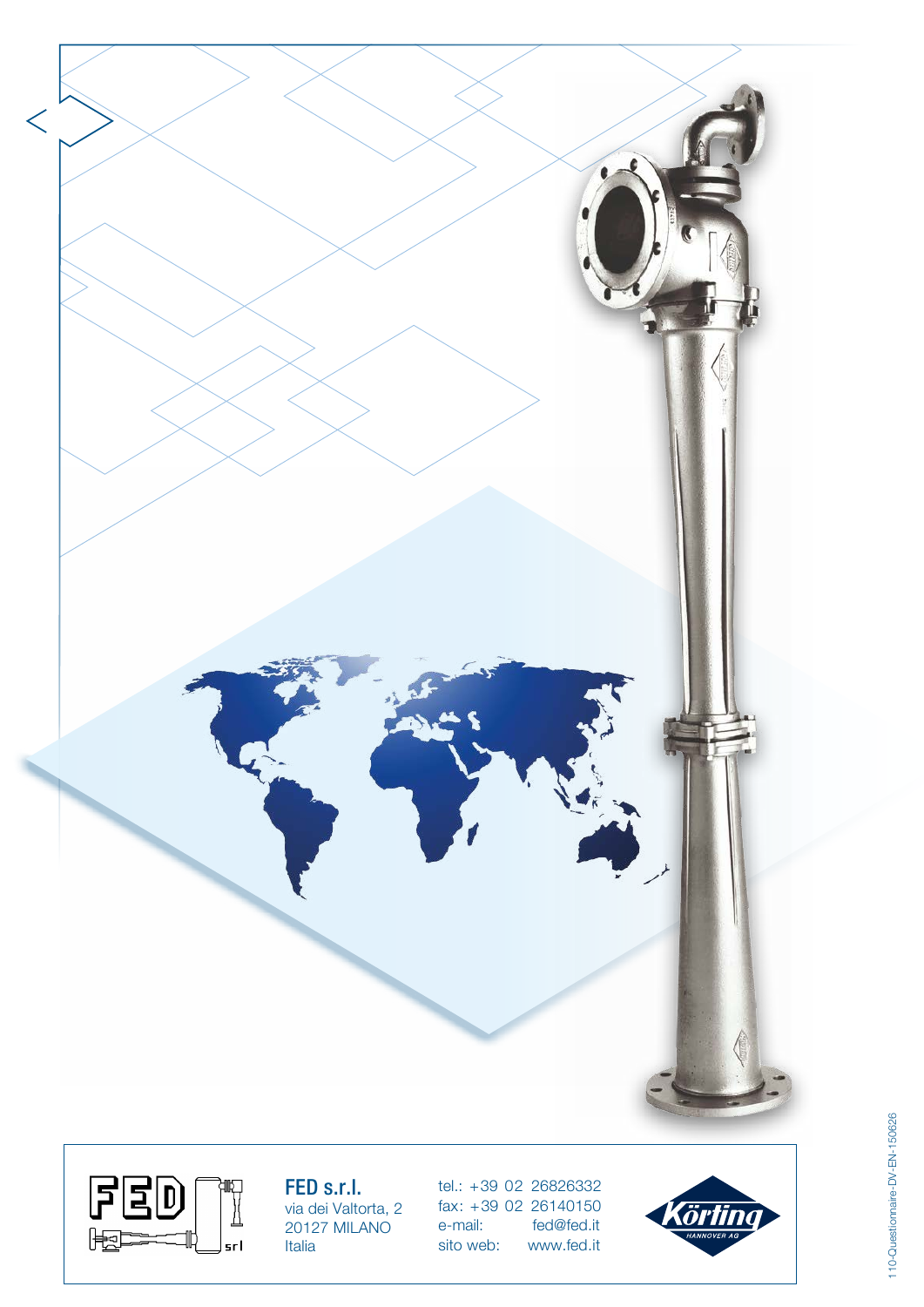**FED s.r.l.**
via dei Valtorta, 2
20127 MILANO
Italia

tel.: +39 02 26826332
fax: +39 02 26140150
e-mail: fed@fed.it
sito web: www.fed.it

110-Questionnaire-DV-EN-150626